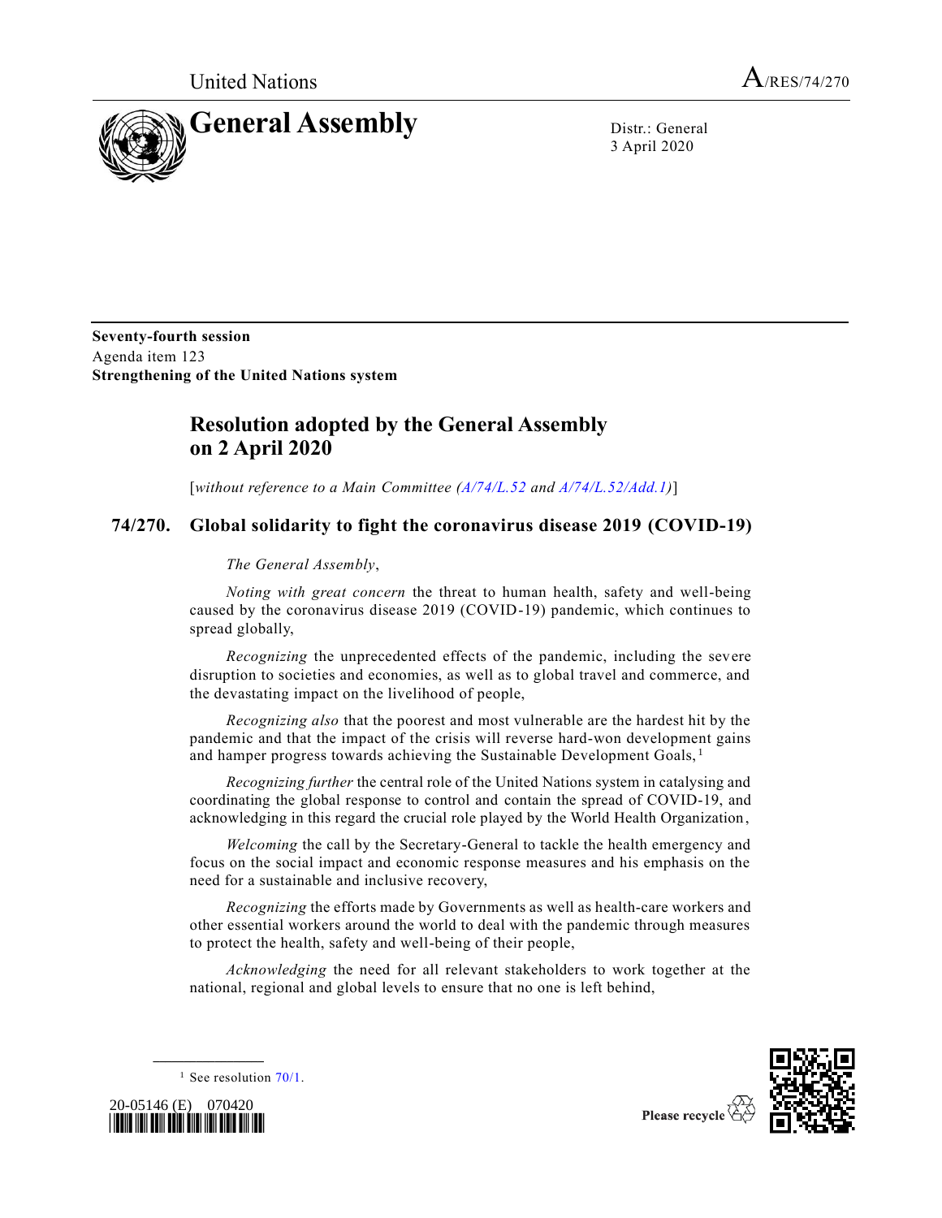United Nations A/RES/74/270

# General Assembly

Distr.: General
3 April 2020

**Seventy-fourth session**
Agenda item 123
**Strengthening of the United Nations system**

## Resolution adopted by the General Assembly on 2 April 2020

[*without reference to a Main Committee (A/74/L.52 and A/74/L.52/Add.1)*]

### 74/270. Global solidarity to fight the coronavirus disease 2019 (COVID-19)

*The General Assembly*,

*Noting with great concern* the threat to human health, safety and well-being caused by the coronavirus disease 2019 (COVID-19) pandemic, which continues to spread globally,

*Recognizing* the unprecedented effects of the pandemic, including the severe disruption to societies and economies, as well as to global travel and commerce, and the devastating impact on the livelihood of people,

*Recognizing also* that the poorest and most vulnerable are the hardest hit by the pandemic and that the impact of the crisis will reverse hard-won development gains and hamper progress towards achieving the Sustainable Development Goals,[1]

*Recognizing further* the central role of the United Nations system in catalysing and coordinating the global response to control and contain the spread of COVID-19, and acknowledging in this regard the crucial role played by the World Health Organization,

*Welcoming* the call by the Secretary-General to tackle the health emergency and focus on the social impact and economic response measures and his emphasis on the need for a sustainable and inclusive recovery,

*Recognizing* the efforts made by Governments as well as health-care workers and other essential workers around the world to deal with the pandemic through measures to protect the health, safety and well-being of their people,

*Acknowledging* the need for all relevant stakeholders to work together at the national, regional and global levels to ensure that no one is left behind,

---

[1] See resolution 70/1.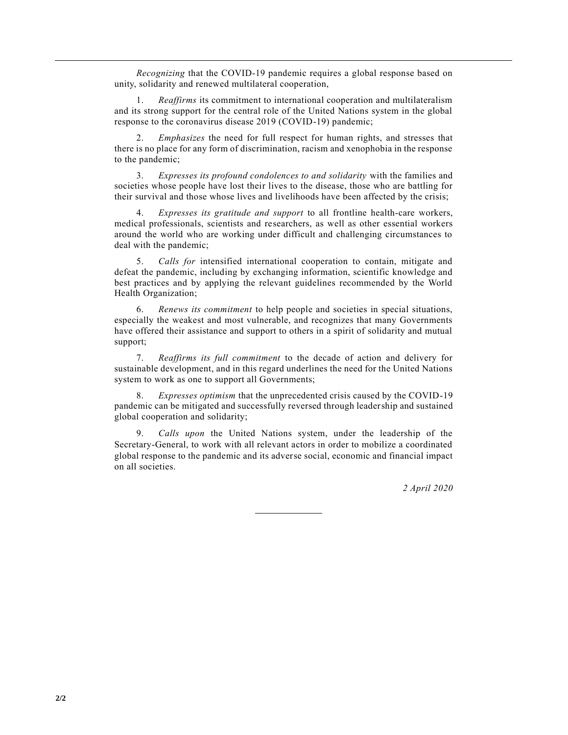*Recognizing* that the COVID-19 pandemic requires a global response based on unity, solidarity and renewed multilateral cooperation,

1. *Reaffirms* its commitment to international cooperation and multilateralism and its strong support for the central role of the United Nations system in the global response to the coronavirus disease 2019 (COVID-19) pandemic;

2. *Emphasizes* the need for full respect for human rights, and stresses that there is no place for any form of discrimination, racism and xenophobia in the response to the pandemic;

3. *Expresses its profound condolences to and solidarity* with the families and societies whose people have lost their lives to the disease, those who are battling for their survival and those whose lives and livelihoods have been affected by the crisis;

4. *Expresses its gratitude and support* to all frontline health-care workers, medical professionals, scientists and researchers, as well as other essential workers around the world who are working under difficult and challenging circumstances to deal with the pandemic;

5. *Calls for* intensified international cooperation to contain, mitigate and defeat the pandemic, including by exchanging information, scientific knowledge and best practices and by applying the relevant guidelines recommended by the World Health Organization;

6. *Renews its commitment* to help people and societies in special situations, especially the weakest and most vulnerable, and recognizes that many Governments have offered their assistance and support to others in a spirit of solidarity and mutual support;

7. *Reaffirms its full commitment* to the decade of action and delivery for sustainable development, and in this regard underlines the need for the United Nations system to work as one to support all Governments;

8. *Expresses optimism* that the unprecedented crisis caused by the COVID-19 pandemic can be mitigated and successfully reversed through leadership and sustained global cooperation and solidarity;

9. *Calls upon* the United Nations system, under the leadership of the Secretary-General, to work with all relevant actors in order to mobilize a coordinated global response to the pandemic and its adverse social, economic and financial impact on all societies.

*2 April 2020*